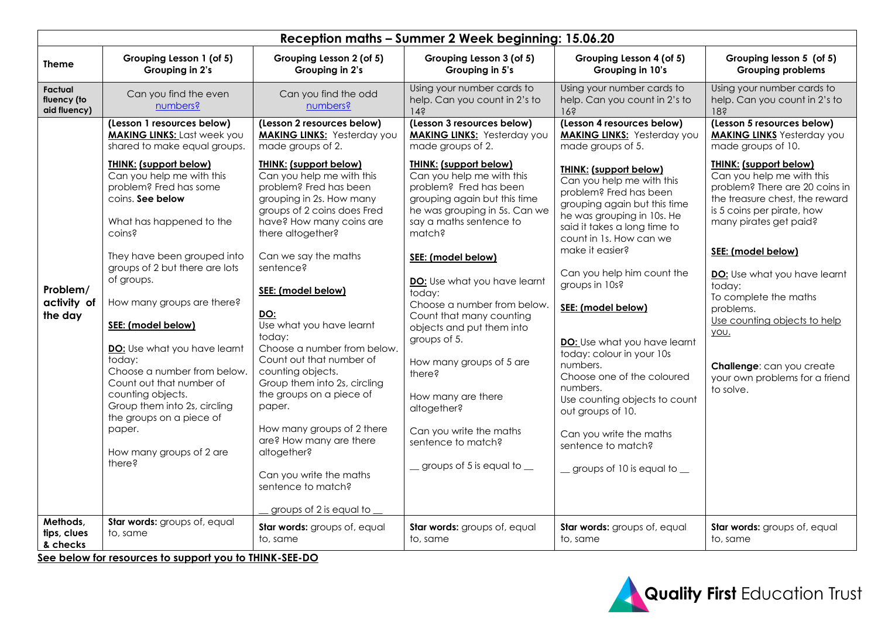| Reception maths – Summer 2 Week beginning: 15.06.20 | | | | | |
|---|---|---|---|---|---|
| **Theme** | **Grouping Lesson 1 (of 5)** **Grouping in 2's** | **Grouping Lesson 2 (of 5)** **Grouping in 2's** | **Grouping Lesson 3 (of 5)** **Grouping in 5's** | **Grouping Lesson 4 (of 5)** **Grouping in 10's** | **Grouping lesson 5 (of 5)** **Grouping problems** |
| **Factual fluency (to aid fluency)** | Can you find the even numbers? | Can you find the odd numbers? | Using your number cards to help. Can you count in 2's to 14? | Using your number cards to help. Can you count in 2's to 16? | Using your number cards to help. Can you count in 2's to 18? |
| **Problem/ activity of the day** | **(Lesson 1 resources below)** <br> **MAKING LINKS:** Last week you shared to make equal groups. <br><br> **THINK: (support below)** <br> Can you help me with this problem? Fred has some coins. **See below** <br><br> What has happened to the coins? <br><br> They have been grouped into groups of 2 but there are lots of groups. <br><br> How many groups are there? <br><br> **SEE: (model below)** <br><br> **DO:** Use what you have learnt today: <br> Choose a number from below. Count out that number of counting objects. <br> Group them into 2s, circling the groups on a piece of paper. <br><br> How many groups of 2 are there? | **(Lesson 2 resources below)** <br> **MAKING LINKS:** Yesterday you made groups of 2. <br><br> **THINK: (support below)** <br> Can you help me with this problem? Fred has been grouping in 2s. How many groups of 2 coins does Fred have? How many coins are there altogether? <br><br> Can we say the maths sentence? <br><br> **SEE: (model below)** <br><br> **DO:** <br> Use what you have learnt today: <br> Choose a number from below. Count out that number of counting objects. <br> Group them into 2s, circling the groups on a piece of paper. <br><br> How many groups of 2 there are? How many are there altogether? <br><br> Can you write the maths sentence to match? <br><br> __ groups of 2 is equal to __ | **(Lesson 3 resources below)** <br> **MAKING LINKS:** Yesterday you made groups of 2. <br><br> **THINK: (support below)** <br> Can you help me with this problem? Fred has been grouping again but this time he was grouping in 5s. Can we say a maths sentence to match? <br><br> **SEE: (model below)** <br><br> **DO:** Use what you have learnt today: <br> Choose a number from below. Count that many counting objects and put them into groups of 5. <br><br> How many groups of 5 are there? <br><br> How many are there altogether? <br><br> Can you write the maths sentence to match? <br><br> __ groups of 5 is equal to __ | **(Lesson 4 resources below)** <br> **MAKING LINKS:** Yesterday you made groups of 5. <br><br> **THINK: (support below)** <br> Can you help me with this problem? Fred has been grouping again but this time he was grouping in 10s. He said it takes a long time to count in 1s. How can we make it easier? <br><br> Can you help him count the groups in 10s? <br><br> **SEE: (model below)** <br><br> **DO:** Use what you have learnt today: colour in your 10s numbers. <br> Choose one of the coloured numbers. <br> Use counting objects to count out groups of 10. <br><br> Can you write the maths sentence to match? <br><br> __ groups of 10 is equal to __ | **(Lesson 5 resources below)** <br> **MAKING LINKS** Yesterday you made groups of 10. <br><br> **THINK: (support below)** <br> Can you help me with this problem? There are 20 coins in the treasure chest, the reward is 5 coins per pirate, how many pirates get paid? <br><br> **SEE: (model below)** <br><br> **DO:** Use what you have learnt today: <br> To complete the maths problems. <br> Use counting objects to help you. <br><br> **Challenge**: can you create your own problems for a friend to solve. |
| **Methods, tips, clues & checks** | **Star words:** groups of, equal to, same | **Star words:** groups of, equal to, same | **Star words:** groups of, equal to, same | **Star words:** groups of, equal to, same | **Star words:** groups of, equal to, same |

**See below for resources to support you to THINK-SEE-DO**

Quality First Education Trust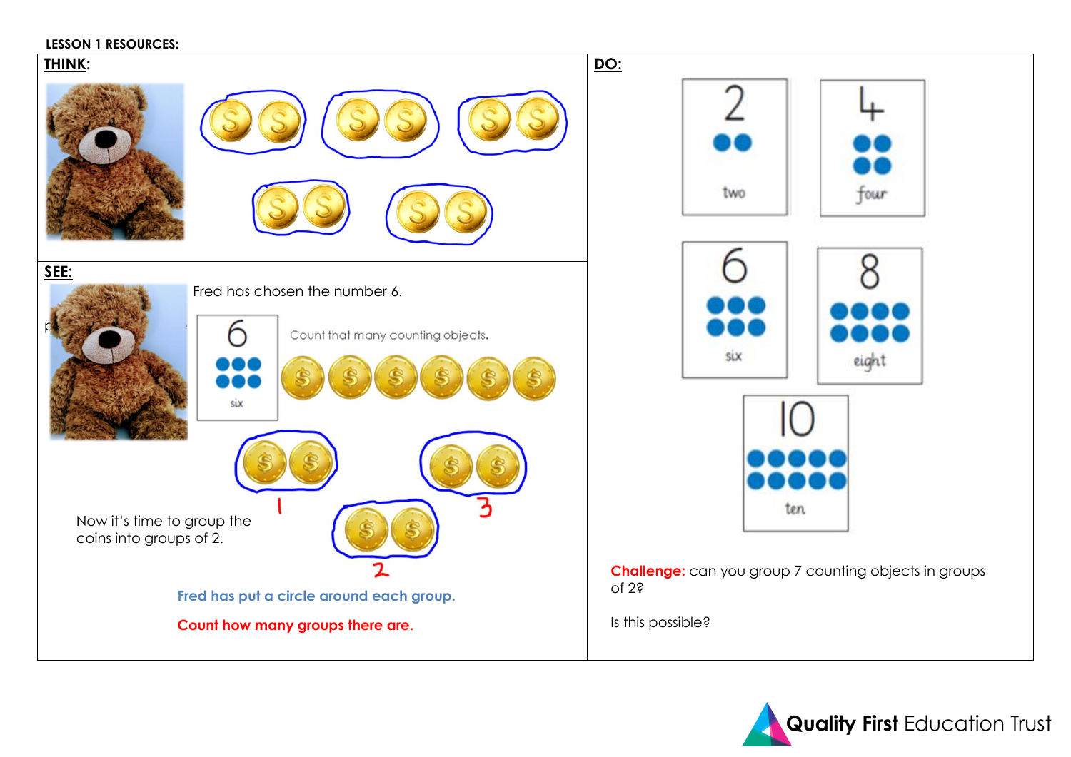**LESSON 1 RESOURCES:**

**THINK:**

**SEE:**

Fred has chosen the number 6.

6

six

Count that many counting objects.

1

2

3

Now it's time to group the coins into groups of 2.

Fred has put a circle around each group.

Count how many groups there are.

**DO:**

2

two

4

four

6

six

8

eight

10

ten

**Challenge:** can you group 7 counting objects in groups of 2?

Is this possible?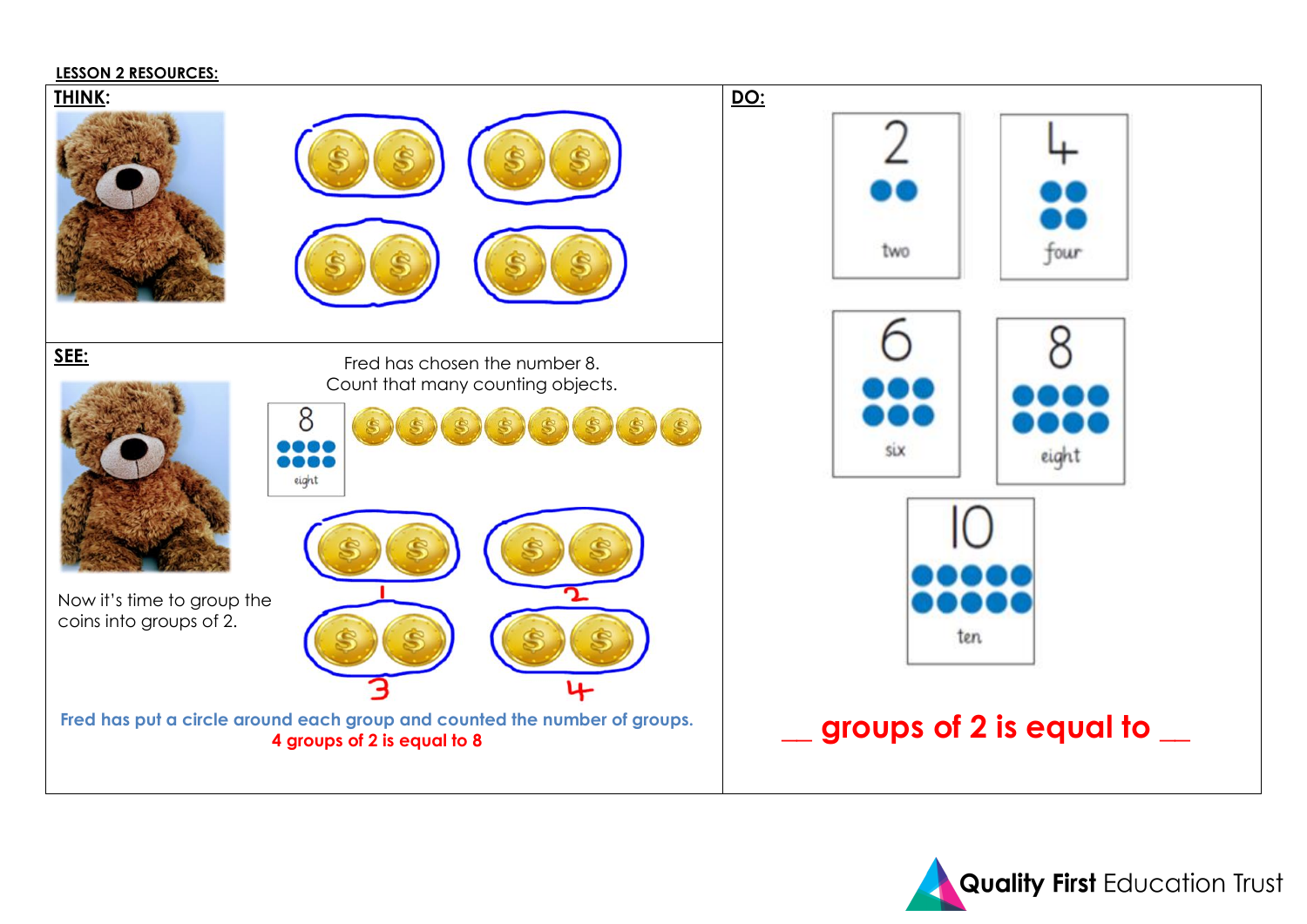**LESSON 2 RESOURCES:**

**THINK:**

**SEE:**

Fred has chosen the number 8.
Count that many counting objects.

8

eight

1 2 3 4

Now it's time to group the coins into groups of 2.

Fred has put a circle around each group and counted the number of groups.

**4 groups of 2 is equal to 8**

**DO:**

2 two

4 four

6 six

8 eight

10 ten

**__ groups of 2 is equal to __**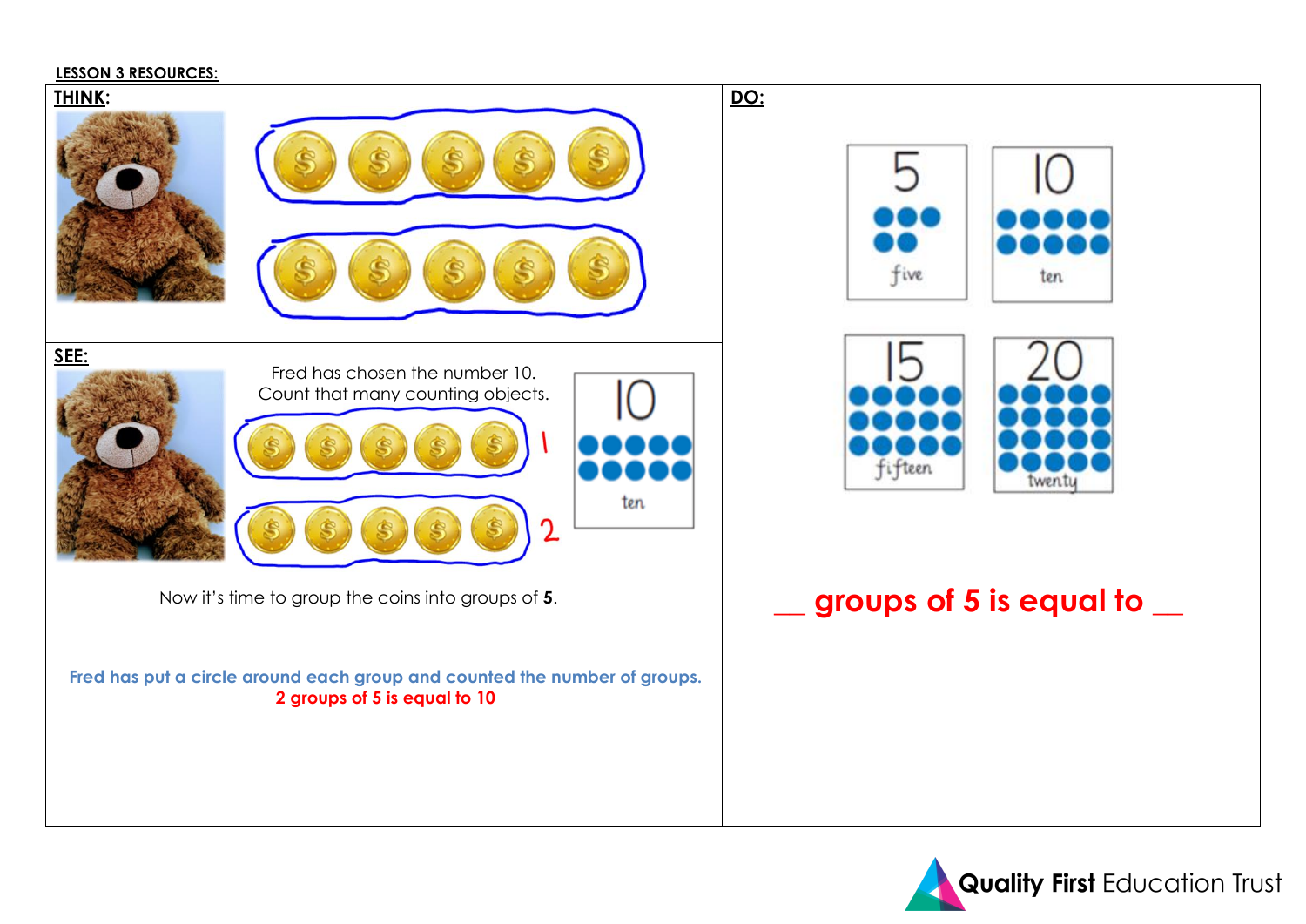**LESSON 3 RESOURCES:**

**THINK:**

**SEE:**

Fred has chosen the number 10.
Count that many counting objects.

1

2

10

ten

Now it's time to group the coins into groups of **5**.

Fred has put a circle around each group and counted the number of groups.

2 groups of 5 is equal to 10

**DO:**

5

five

10

ten

15

fifteen

20

twenty

__ groups of 5 is equal to __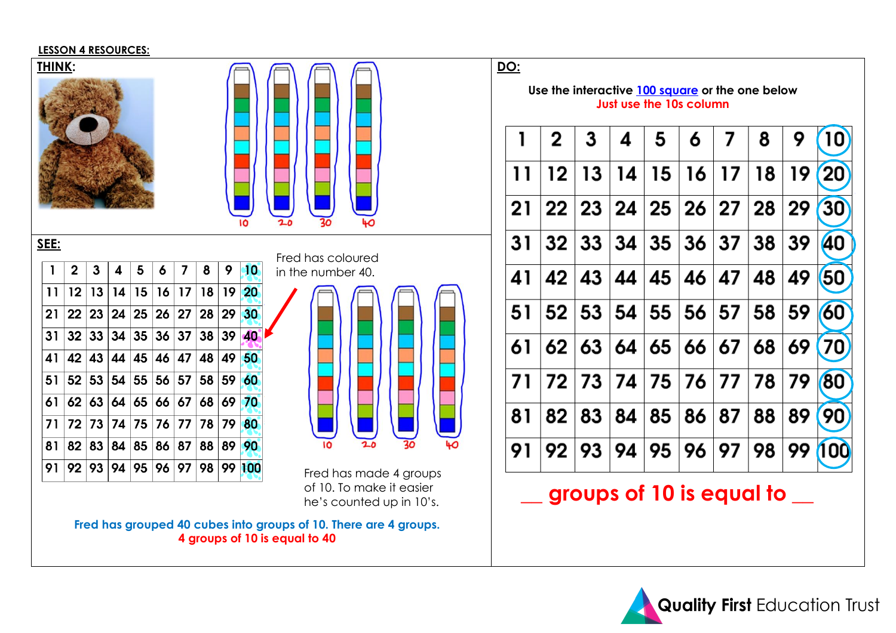**LESSON 4 RESOURCES:**

**THINK:**

10 20 30 40

**SEE:**

| 1 | 2 | 3 | 4 | 5 | 6 | 7 | 8 | 9 | 10 |
|---|---|---|---|---|---|---|---|---|---|
| 11 | 12 | 13 | 14 | 15 | 16 | 17 | 18 | 19 | 20 |
| 21 | 22 | 23 | 24 | 25 | 26 | 27 | 28 | 29 | 30 |
| 31 | 32 | 33 | 34 | 35 | 36 | 37 | 38 | 39 | 40 |
| 41 | 42 | 43 | 44 | 45 | 46 | 47 | 48 | 49 | 50 |
| 51 | 52 | 53 | 54 | 55 | 56 | 57 | 58 | 59 | 60 |
| 61 | 62 | 63 | 64 | 65 | 66 | 67 | 68 | 69 | 70 |
| 71 | 72 | 73 | 74 | 75 | 76 | 77 | 78 | 79 | 80 |
| 81 | 82 | 83 | 84 | 85 | 86 | 87 | 88 | 89 | 90 |
| 91 | 92 | 93 | 94 | 95 | 96 | 97 | 98 | 99 | 100 |

Fred has coloured in the number 40.

10 20 30 40

Fred has made 4 groups of 10. To make it easier he's counted up in 10's.

Fred has grouped 40 cubes into groups of 10. There are 4 groups.
4 groups of 10 is equal to 40

**DO:**

Use the interactive 100 square or the one below
Just use the 10s column

| 1 | 2 | 3 | 4 | 5 | 6 | 7 | 8 | 9 | 10 |
|---|---|---|---|---|---|---|---|---|---|
| 11 | 12 | 13 | 14 | 15 | 16 | 17 | 18 | 19 | 20 |
| 21 | 22 | 23 | 24 | 25 | 26 | 27 | 28 | 29 | 30 |
| 31 | 32 | 33 | 34 | 35 | 36 | 37 | 38 | 39 | 40 |
| 41 | 42 | 43 | 44 | 45 | 46 | 47 | 48 | 49 | 50 |
| 51 | 52 | 53 | 54 | 55 | 56 | 57 | 58 | 59 | 60 |
| 61 | 62 | 63 | 64 | 65 | 66 | 67 | 68 | 69 | 70 |
| 71 | 72 | 73 | 74 | 75 | 76 | 77 | 78 | 79 | 80 |
| 81 | 82 | 83 | 84 | 85 | 86 | 87 | 88 | 89 | 90 |
| 91 | 92 | 93 | 94 | 95 | 96 | 97 | 98 | 99 | 100 |

__ groups of 10 is equal to __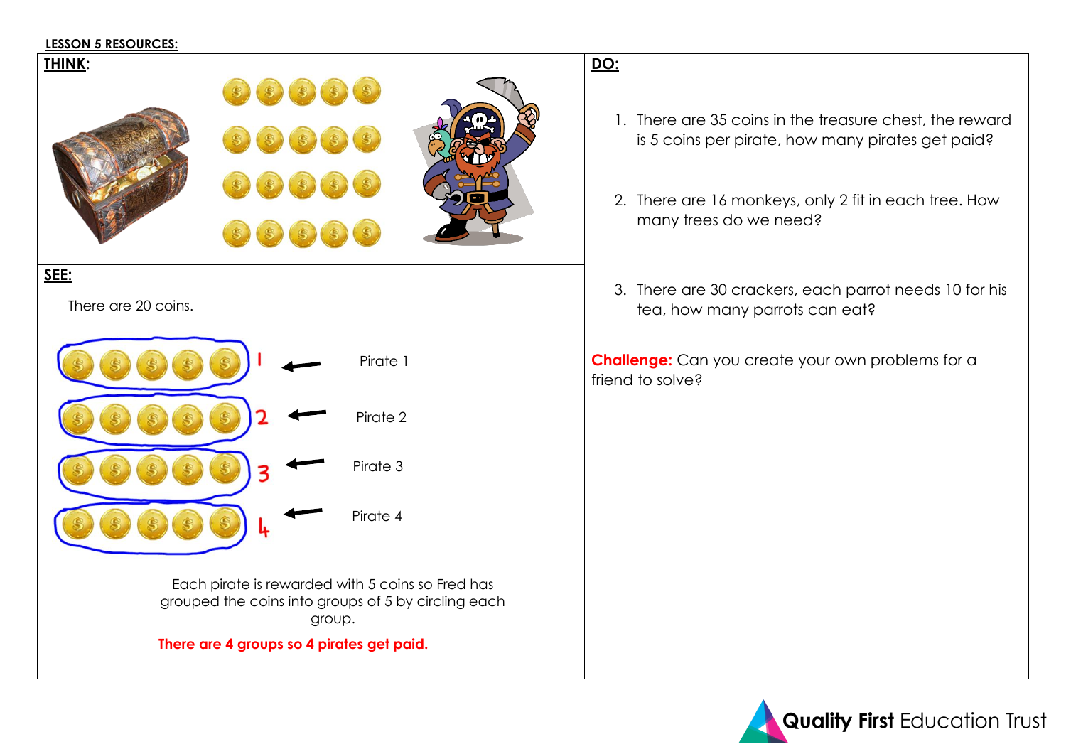**LESSON 5 RESOURCES:**

## THINK:

## SEE:

There are 20 coins.

1 ← Pirate 1

2 ← Pirate 2

3 ← Pirate 3

4 ← Pirate 4

Each pirate is rewarded with 5 coins so Fred has grouped the coins into groups of 5 by circling each group.

**There are 4 groups so 4 pirates get paid.**

## DO:

1. There are 35 coins in the treasure chest, the reward is 5 coins per pirate, how many pirates get paid?

2. There are 16 monkeys, only 2 fit in each tree. How many trees do we need?

3. There are 30 crackers, each parrot needs 10 for his tea, how many parrots can eat?

**Challenge:** Can you create your own problems for a friend to solve?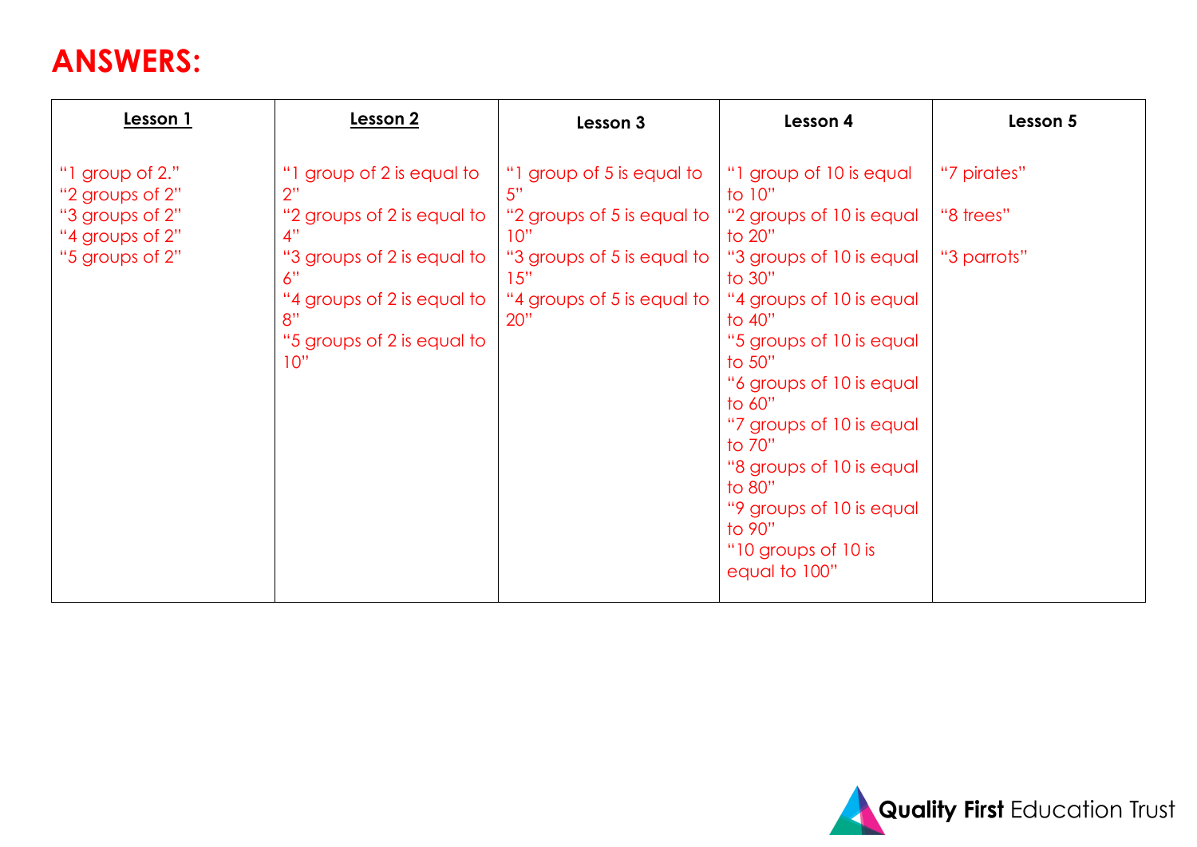# ANSWERS:

| Lesson 1 | Lesson 2 | Lesson 3 | Lesson 4 | Lesson 5 |
|---|---|---|---|---|
| "1 group of 2."<br>"2 groups of 2"<br>"3 groups of 2"<br>"4 groups of 2"<br>"5 groups of 2" | "1 group of 2 is equal to 2"<br>"2 groups of 2 is equal to 4"<br>"3 groups of 2 is equal to 6"<br>"4 groups of 2 is equal to 8"<br>"5 groups of 2 is equal to 10" | "1 group of 5 is equal to 5"<br>"2 groups of 5 is equal to 10"<br>"3 groups of 5 is equal to 15"<br>"4 groups of 5 is equal to 20" | "1 group of 10 is equal to 10"<br>"2 groups of 10 is equal to 20"<br>"3 groups of 10 is equal to 30"<br>"4 groups of 10 is equal to 40"<br>"5 groups of 10 is equal to 50"<br>"6 groups of 10 is equal to 60"<br>"7 groups of 10 is equal to 70"<br>"8 groups of 10 is equal to 80"<br>"9 groups of 10 is equal to 90"<br>"10 groups of 10 is equal to 100" | "7 pirates"<br><br>"8 trees"<br><br>"3 parrots" |

Quality First Education Trust